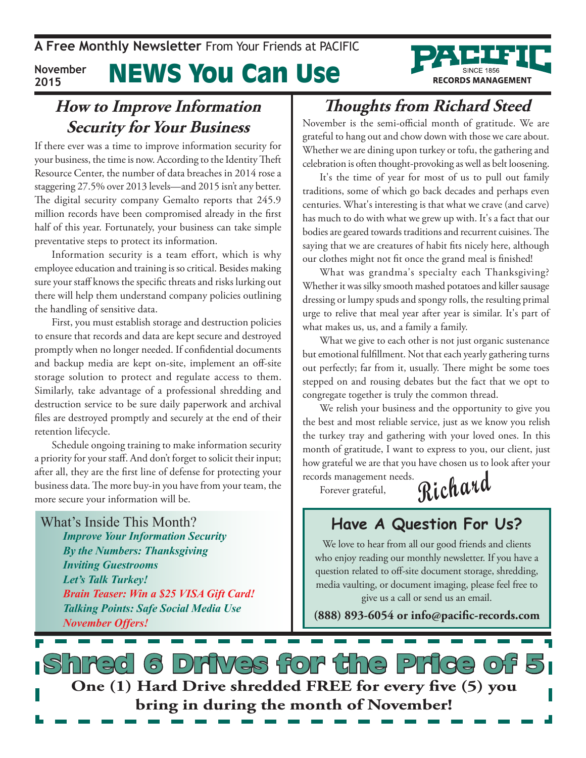**A Free Monthly Newsletter** From Your Friends at PACIFIC

November 2015

# NEWS You Can Use

PACIFIC SINCE 1856 RECORDS MANAGEMENT

## *How to Improve Information Security for Your Business*

If there ever was a time to improve information security for your business, the time is now. According to the Identity Theft Resource Center, the number of data breaches in 2014 rose a staggering 27.5% over 2013 levels—and 2015 isn't any better. The digital security company Gemalto reports that 245.9 million records have been compromised already in the first half of this year. Fortunately, your business can take simple preventative steps to protect its information.

Information security is a team effort, which is why employee education and training is so critical. Besides making sure your staff knows the specific threats and risks lurking out there will help them understand company policies outlining the handling of sensitive data.

First, you must establish storage and destruction policies to ensure that records and data are kept secure and destroyed promptly when no longer needed. If confidential documents and backup media are kept on-site, implement an off-site storage solution to protect and regulate access to them. Similarly, take advantage of a professional shredding and destruction service to be sure daily paperwork and archival files are destroyed promptly and securely at the end of their retention lifecycle.

Schedule ongoing training to make information security a priority for your staff. And don't forget to solicit their input; after all, they are the first line of defense for protecting your business data. The more buy-in you have from your team, the more secure your information will be.

What's Inside This Month?

- *Improve Your Information Security*
- *By the Numbers: Thanksgiving*
- *Inviting Guestrooms*
- *Let's Talk Turkey!*
- *Brain Teaser: Win a $25 VISA Gift Card!*
- *Talking Points: Safe Social Media Use*
- *November Offers!*

## *Thoughts from Richard Steed*

November is the semi-official month of gratitude. We are grateful to hang out and chow down with those we care about. Whether we are dining upon turkey or tofu, the gathering and celebration is often thought-provoking as well as belt loosening.

It's the time of year for most of us to pull out family traditions, some of which go back decades and perhaps even centuries. What's interesting is that what we crave (and carve) has much to do with what we grew up with. It's a fact that our bodies are geared towards traditions and recurrent cuisines. The saying that we are creatures of habit fits nicely here, although our clothes might not fit once the grand meal is finished!

What was grandma's specialty each Thanksgiving? Whether it was silky smooth mashed potatoes and killer sausage dressing or lumpy spuds and spongy rolls, the resulting primal urge to relive that meal year after year is similar. It's part of what makes us, us, and a family a family.

What we give to each other is not just organic sustenance but emotional fulfillment. Not that each yearly gathering turns out perfectly; far from it, usually. There might be some toes stepped on and rousing debates but the fact that we opt to congregate together is truly the common thread.

We relish your business and the opportunity to give you the best and most reliable service, just as we know you relish the turkey tray and gathering with your loved ones. In this month of gratitude, I want to express to you, our client, just how grateful we are that you have chosen us to look after your records management needs.

Forever grateful,

Richard

## Have A Question For Us?

We love to hear from all our good friends and clients who enjoy reading our monthly newsletter. If you have a question related to off-site document storage, shredding, media vaulting, or document imaging, please feel free to give us a call or send us an email.

**(888) 893-6054 or info@pacific-records.com**

# Shred 6 Drives for the Price of 5

**One (1) Hard Drive shredded FREE for every five (5) you bring in during the month of November!**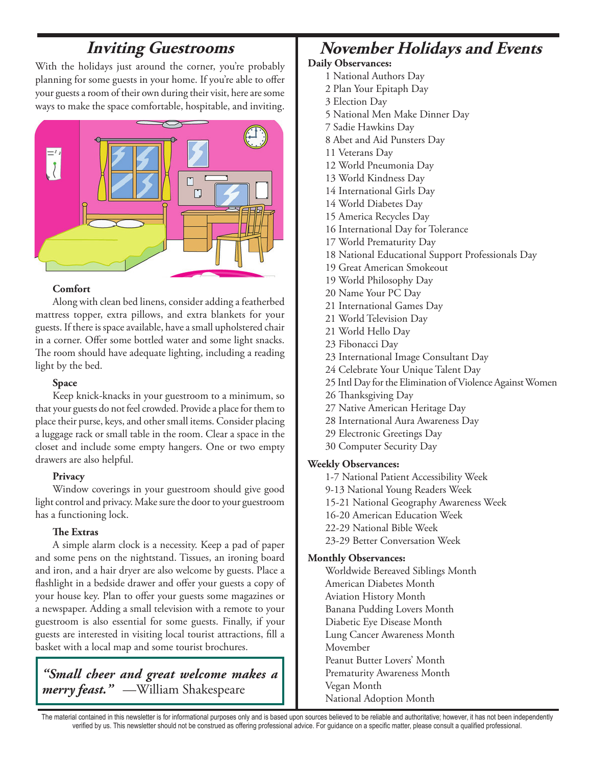# Inviting Guestrooms

With the holidays just around the corner, you're probably planning for some guests in your home. If you're able to offer your guests a room of their own during their visit, here are some ways to make the space comfortable, hospitable, and inviting.

### Comfort

Along with clean bed linens, consider adding a featherbed mattress topper, extra pillows, and extra blankets for your guests. If there is space available, have a small upholstered chair in a corner. Offer some bottled water and some light snacks. The room should have adequate lighting, including a reading light by the bed.

### Space

Keep knick-knacks in your guestroom to a minimum, so that your guests do not feel crowded. Provide a place for them to place their purse, keys, and other small items. Consider placing a luggage rack or small table in the room. Clear a space in the closet and include some empty hangers. One or two empty drawers are also helpful.

### Privacy

Window coverings in your guestroom should give good light control and privacy. Make sure the door to your guestroom has a functioning lock.

### The Extras

A simple alarm clock is a necessity. Keep a pad of paper and some pens on the nightstand. Tissues, an ironing board and iron, and a hair dryer are also welcome by guests. Place a flashlight in a bedside drawer and offer your guests a copy of your house key. Plan to offer your guests some magazines or a newspaper. Adding a small television with a remote to your guestroom is also essential for some guests. Finally, if your guests are interested in visiting local tourist attractions, fill a basket with a local map and some tourist brochures.

> ***"Small cheer and great welcome makes a merry feast."*** —William Shakespeare

# November Holidays and Events

**Daily Observances:**

1 National Authors Day
2 Plan Your Epitaph Day
3 Election Day
5 National Men Make Dinner Day
7 Sadie Hawkins Day
8 Abet and Aid Punsters Day
11 Veterans Day
12 World Pneumonia Day
13 World Kindness Day
14 International Girls Day
14 World Diabetes Day
15 America Recycles Day
16 International Day for Tolerance
17 World Prematurity Day
18 National Educational Support Professionals Day
19 Great American Smokeout
19 World Philosophy Day
20 Name Your PC Day
21 International Games Day
21 World Television Day
21 World Hello Day
23 Fibonacci Day
23 International Image Consultant Day
24 Celebrate Your Unique Talent Day
25 Intl Day for the Elimination of Violence Against Women
26 Thanksgiving Day
27 Native American Heritage Day
28 International Aura Awareness Day
29 Electronic Greetings Day
30 Computer Security Day

**Weekly Observances:**

1-7 National Patient Accessibility Week
9-13 National Young Readers Week
15-21 National Geography Awareness Week
16-20 American Education Week
22-29 National Bible Week
23-29 Better Conversation Week

**Monthly Observances:**

Worldwide Bereaved Siblings Month
American Diabetes Month
Aviation History Month
Banana Pudding Lovers Month
Diabetic Eye Disease Month
Lung Cancer Awareness Month
Movember
Peanut Butter Lovers' Month
Prematurity Awareness Month
Vegan Month
National Adoption Month

The material contained in this newsletter is for informational purposes only and is based upon sources believed to be reliable and authoritative; however, it has not been independently verified by us. This newsletter should not be construed as offering professional advice. For guidance on a specific matter, please consult a qualified professional.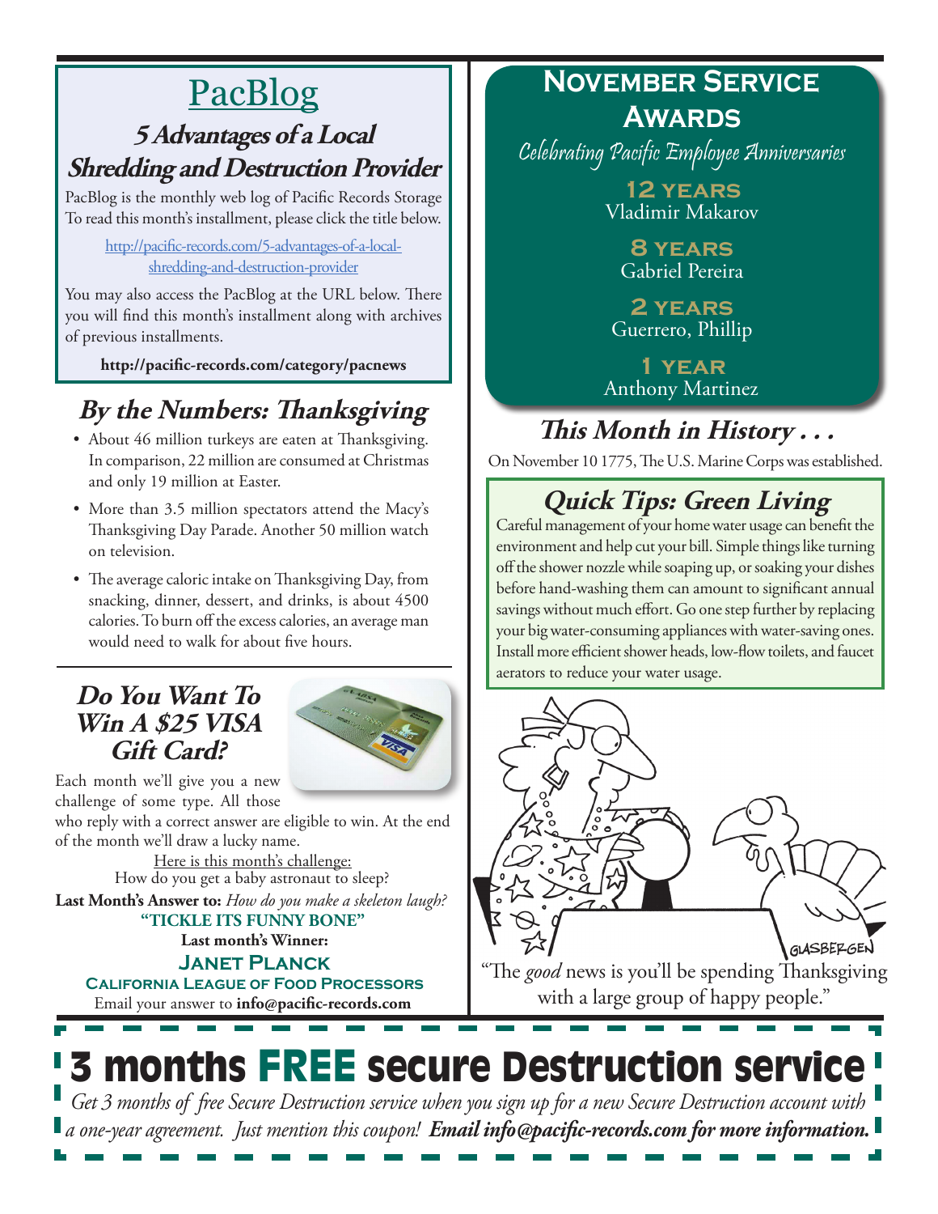# PacBlog

## 5 Advantages of a Local Shredding and Destruction Provider

PacBlog is the monthly web log of Pacific Records Storage To read this month's installment, please click the title below.

http://pacific-records.com/5-advantages-of-a-local-shredding-and-destruction-provider

You may also access the PacBlog at the URL below. There you will find this month's installment along with archives of previous installments.

**http://pacific-records.com/category/pacnews**

## *By the Numbers: Thanksgiving*

- About 46 million turkeys are eaten at Thanksgiving. In comparison, 22 million are consumed at Christmas and only 19 million at Easter.
- More than 3.5 million spectators attend the Macy's Thanksgiving Day Parade. Another 50 million watch on television.
- The average caloric intake on Thanksgiving Day, from snacking, dinner, dessert, and drinks, is about 4500 calories. To burn off the excess calories, an average man would need to walk for about five hours.

## *Do You Want To Win A $25 VISA Gift Card?*

Each month we'll give you a new challenge of some type. All those who reply with a correct answer are eligible to win. At the end of the month we'll draw a lucky name.

Here is this month's challenge:
How do you get a baby astronaut to sleep?

**Last Month's Answer to:** *How do you make a skeleton laugh?*
**"TICKLE ITS FUNNY BONE"**

**Last month's Winner:**
**JANET PLANCK**
**CALIFORNIA LEAGUE OF FOOD PROCESSORS**

Email your answer to **info@pacific-records.com**

## November Service Awards

*Celebrating Pacific Employee Anniversaries*

**12 YEARS**
Vladimir Makarov

**8 YEARS**
Gabriel Pereira

**2 YEARS**
Guerrero, Phillip

**1 YEAR**
Anthony Martinez

## *This Month in History . . .*

On November 10 1775, The U.S. Marine Corps was established.

## *Quick Tips: Green Living*

Careful management of your home water usage can benefit the environment and help cut your bill. Simple things like turning off the shower nozzle while soaping up, or soaking your dishes before hand-washing them can amount to significant annual savings without much effort. Go one step further by replacing your big water-consuming appliances with water-saving ones. Install more efficient shower heads, low-flow toilets, and faucet aerators to reduce your water usage.

"The *good* news is you'll be spending Thanksgiving with a large group of happy people."

# 3 months FREE secure Destruction service

*Get 3 months of free Secure Destruction service when you sign up for a new Secure Destruction account with a one-year agreement. Just mention this coupon!* ***Email info@pacific-records.com for more information.***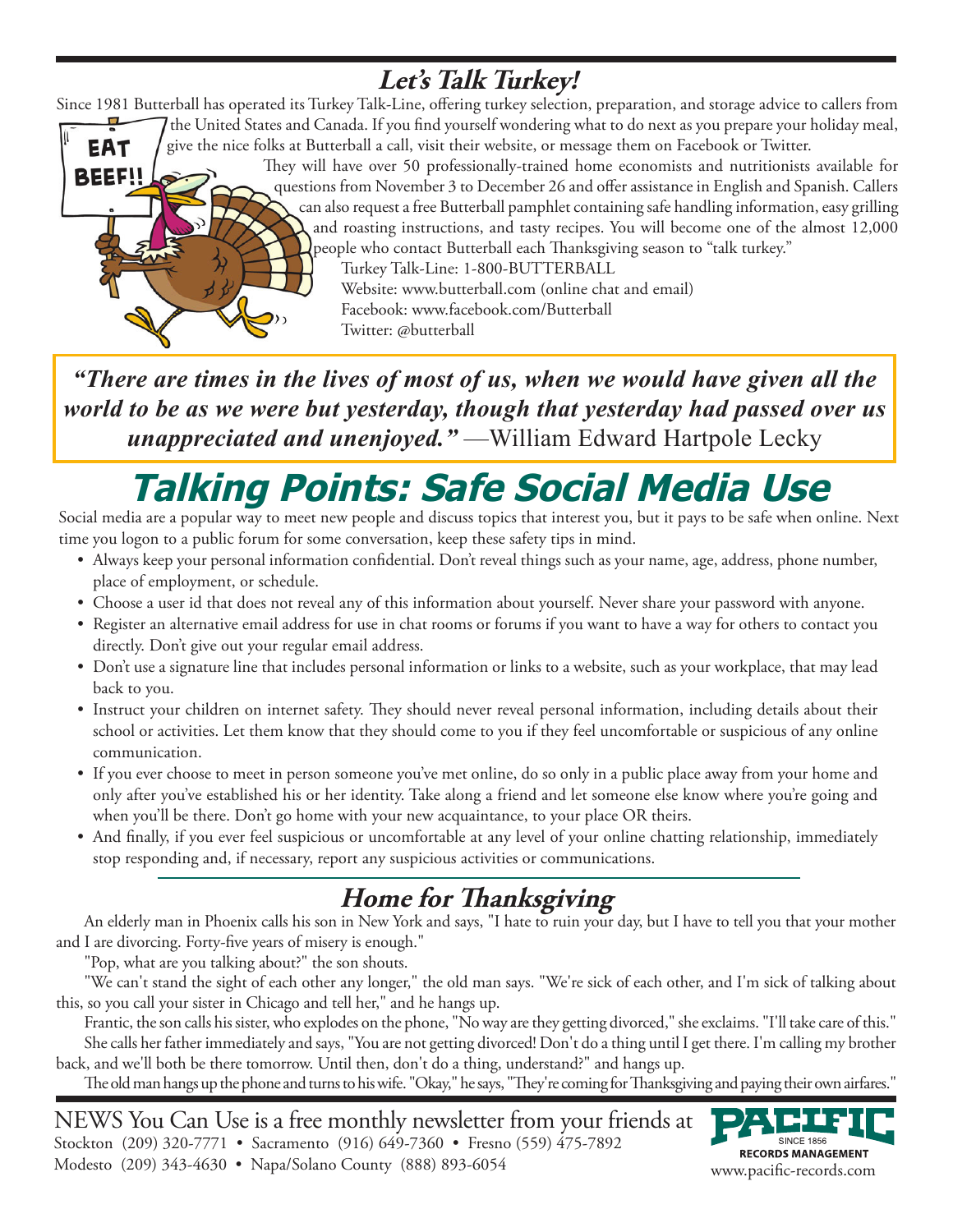## *Let's Talk Turkey!*

Since 1981 Butterball has operated its Turkey Talk-Line, offering turkey selection, preparation, and storage advice to callers from the United States and Canada. If you find yourself wondering what to do next as you prepare your holiday meal, give the nice folks at Butterball a call, visit their website, or message them on Facebook or Twitter.

They will have over 50 professionally-trained home economists and nutritionists available for questions from November 3 to December 26 and offer assistance in English and Spanish. Callers can also request a free Butterball pamphlet containing safe handling information, easy grilling and roasting instructions, and tasty recipes. You will become one of the almost 12,000 people who contact Butterball each Thanksgiving season to "talk turkey."

Turkey Talk-Line: 1-800-BUTTERBALL
Website: www.butterball.com (online chat and email)
Facebook: www.facebook.com/Butterball
Twitter: @butterball

***"There are times in the lives of most of us, when we would have given all the world to be as we were but yesterday, though that yesterday had passed over us unappreciated and unenjoyed."*** —William Edward Hartpole Lecky

# *Talking Points: Safe Social Media Use*

Social media are a popular way to meet new people and discuss topics that interest you, but it pays to be safe when online. Next time you logon to a public forum for some conversation, keep these safety tips in mind.

- Always keep your personal information confidential. Don't reveal things such as your name, age, address, phone number, place of employment, or schedule.
- Choose a user id that does not reveal any of this information about yourself. Never share your password with anyone.
- Register an alternative email address for use in chat rooms or forums if you want to have a way for others to contact you directly. Don't give out your regular email address.
- Don't use a signature line that includes personal information or links to a website, such as your workplace, that may lead back to you.
- Instruct your children on internet safety. They should never reveal personal information, including details about their school or activities. Let them know that they should come to you if they feel uncomfortable or suspicious of any online communication.
- If you ever choose to meet in person someone you've met online, do so only in a public place away from your home and only after you've established his or her identity. Take along a friend and let someone else know where you're going and when you'll be there. Don't go home with your new acquaintance, to your place OR theirs.
- And finally, if you ever feel suspicious or uncomfortable at any level of your online chatting relationship, immediately stop responding and, if necessary, report any suspicious activities or communications.

## *Home for Thanksgiving*

An elderly man in Phoenix calls his son in New York and says, "I hate to ruin your day, but I have to tell you that your mother and I are divorcing. Forty-five years of misery is enough."

"Pop, what are you talking about?" the son shouts.

"We can't stand the sight of each other any longer," the old man says. "We're sick of each other, and I'm sick of talking about this, so you call your sister in Chicago and tell her," and he hangs up.

Frantic, the son calls his sister, who explodes on the phone, "No way are they getting divorced," she exclaims. "I'll take care of this."

She calls her father immediately and says, "You are not getting divorced! Don't do a thing until I get there. I'm calling my brother back, and we'll both be there tomorrow. Until then, don't do a thing, understand?" and hangs up.

The old man hangs up the phone and turns to his wife. "Okay," he says, "They're coming for Thanksgiving and paying their own airfares."

NEWS You Can Use is a free monthly newsletter from your friends at
Stockton (209) 320-7771 • Sacramento (916) 649-7360 • Fresno (559) 475-7892
Modesto (209) 343-4630 • Napa/Solano County (888) 893-6054

PACIFIC SINCE 1856 RECORDS MANAGEMENT
www.pacific-records.com